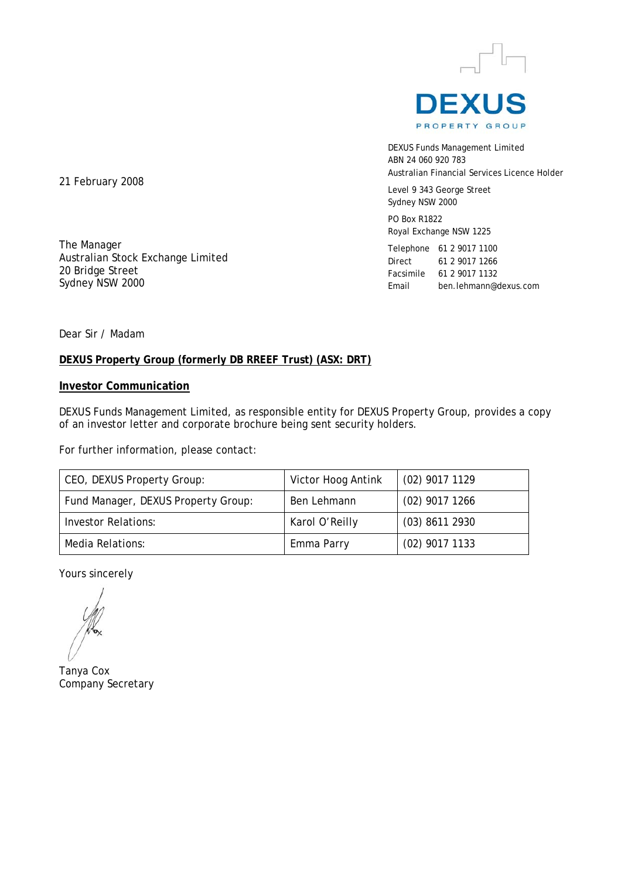DEXUS
PROPERTY GROUP

DEXUS Funds Management Limited
ABN 24 060 920 783
Australian Financial Services Licence Holder

Level 9 343 George Street
Sydney NSW 2000

PO Box R1822
Royal Exchange NSW 1225

Telephone 61 2 9017 1100
Direct 61 2 9017 1266
Facsimile 61 2 9017 1132
Email ben.lehmann@dexus.com

21 February 2008

The Manager
Australian Stock Exchange Limited
20 Bridge Street
Sydney NSW 2000

Dear Sir / Madam

**DEXUS Property Group (formerly DB RREEF Trust) (ASX: DRT)**

**Investor Communication**

DEXUS Funds Management Limited, as responsible entity for DEXUS Property Group, provides a copy of an investor letter and corporate brochure being sent security holders.

For further information, please contact:

| | | |
|---|---|---|
| CEO, DEXUS Property Group: | Victor Hoog Antink | (02) 9017 1129 |
| Fund Manager, DEXUS Property Group: | Ben Lehmann | (02) 9017 1266 |
| Investor Relations: | Karol O'Reilly | (03) 8611 2930 |
| Media Relations: | Emma Parry | (02) 9017 1133 |

Yours sincerely

Tanya Cox
Company Secretary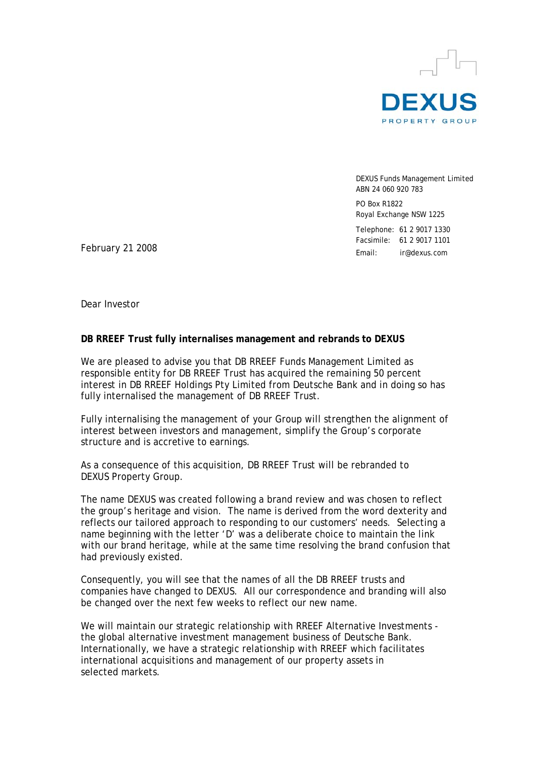DEXUS

PROPERTY GROUP

DEXUS Funds Management Limited
ABN 24 060 920 783

PO Box R1822
Royal Exchange NSW 1225

Telephone: 61 2 9017 1330
Facsimile: 61 2 9017 1101
Email: ir@dexus.com

February 21 2008

Dear Investor

**DB RREEF Trust fully internalises management and rebrands to DEXUS**

We are pleased to advise you that DB RREEF Funds Management Limited as responsible entity for DB RREEF Trust has acquired the remaining 50 percent interest in DB RREEF Holdings Pty Limited from Deutsche Bank and in doing so has fully internalised the management of DB RREEF Trust.

Fully internalising the management of your Group will strengthen the alignment of interest between investors and management, simplify the Group's corporate structure and is accretive to earnings.

As a consequence of this acquisition, DB RREEF Trust will be rebranded to DEXUS Property Group.

The name DEXUS was created following a brand review and was chosen to reflect the group's heritage and vision. The name is derived from the word dexterity and reflects our tailored approach to responding to our customers' needs. Selecting a name beginning with the letter 'D' was a deliberate choice to maintain the link with our brand heritage, while at the same time resolving the brand confusion that had previously existed.

Consequently, you will see that the names of all the DB RREEF trusts and companies have changed to DEXUS. All our correspondence and branding will also be changed over the next few weeks to reflect our new name.

We will maintain our strategic relationship with RREEF Alternative Investments - the global alternative investment management business of Deutsche Bank. Internationally, we have a strategic relationship with RREEF which facilitates international acquisitions and management of our property assets in selected markets.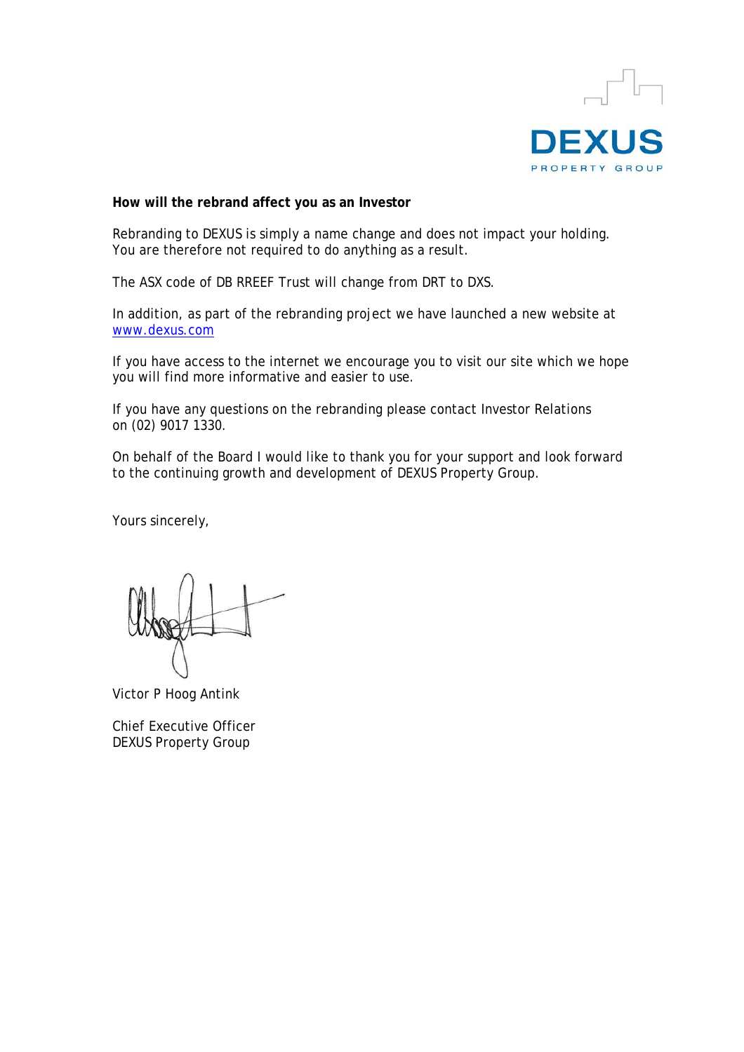DEXUS

PROPERTY GROUP

**How will the rebrand affect you as an Investor**

Rebranding to DEXUS is simply a name change and does not impact your holding. You are therefore not required to do anything as a result.

The ASX code of DB RREEF Trust will change from DRT to DXS.

In addition, as part of the rebranding project we have launched a new website at www.dexus.com

If you have access to the internet we encourage you to visit our site which we hope you will find more informative and easier to use.

If you have any questions on the rebranding please contact Investor Relations on (02) 9017 1330.

On behalf of the Board I would like to thank you for your support and look forward to the continuing growth and development of DEXUS Property Group.

Yours sincerely,

Victor P Hoog Antink

Chief Executive Officer
DEXUS Property Group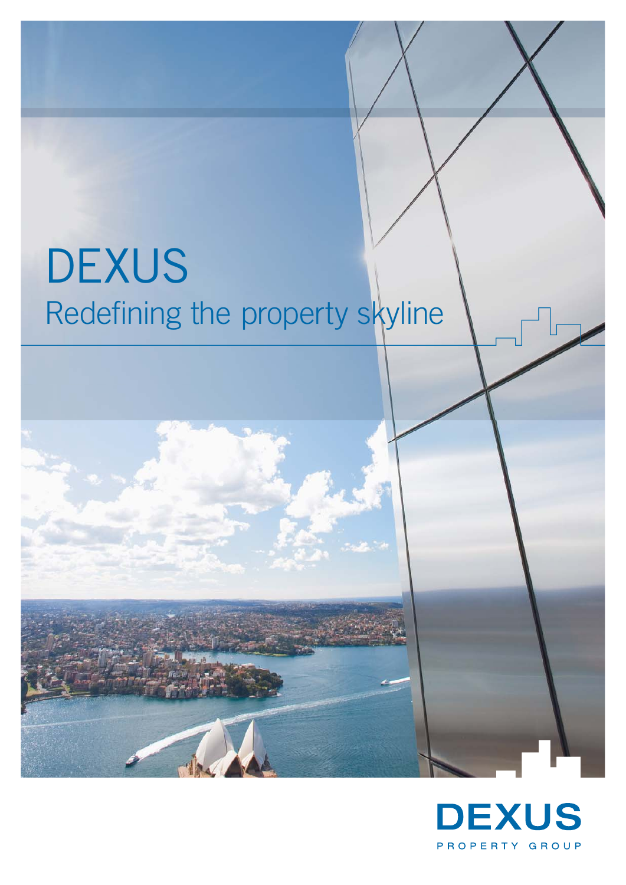# DEXUS

## Redefining the property skyline

DEXUS

PROPERTY GROUP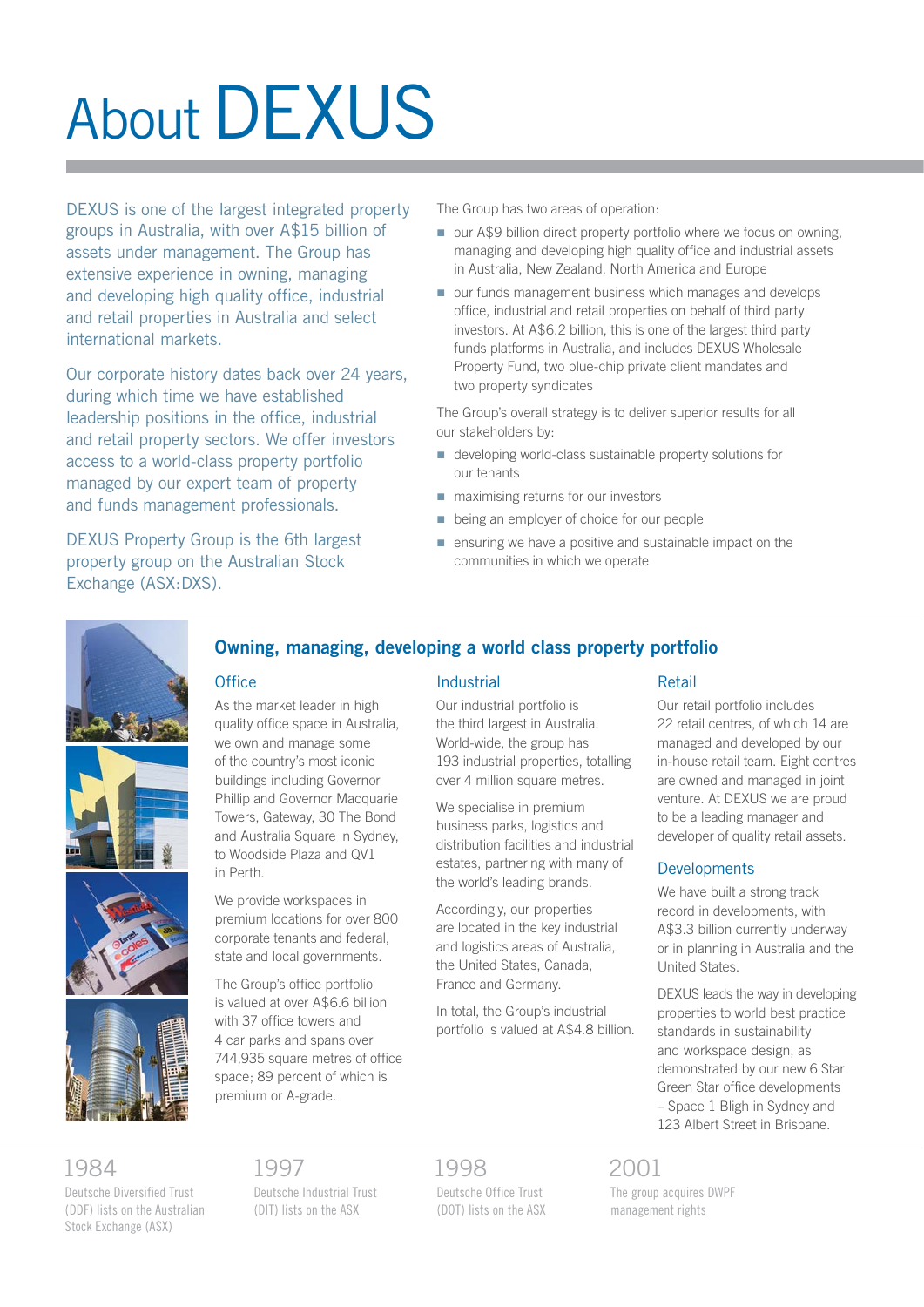# About DEXUS

DEXUS is one of the largest integrated property groups in Australia, with over A$15 billion of assets under management. The Group has extensive experience in owning, managing and developing high quality office, industrial and retail properties in Australia and select international markets.

Our corporate history dates back over 24 years, during which time we have established leadership positions in the office, industrial and retail property sectors. We offer investors access to a world-class property portfolio managed by our expert team of property and funds management professionals.

DEXUS Property Group is the 6th largest property group on the Australian Stock Exchange (ASX:DXS).

The Group has two areas of operation:

- our A$9 billion direct property portfolio where we focus on owning, managing and developing high quality office and industrial assets in Australia, New Zealand, North America and Europe
- our funds management business which manages and develops office, industrial and retail properties on behalf of third party investors. At A$6.2 billion, this is one of the largest third party funds platforms in Australia, and includes DEXUS Wholesale Property Fund, two blue-chip private client mandates and two property syndicates

The Group's overall strategy is to deliver superior results for all our stakeholders by:

- developing world-class sustainable property solutions for our tenants
- maximising returns for our investors
- being an employer of choice for our people
- ensuring we have a positive and sustainable impact on the communities in which we operate

## Owning, managing, developing a world class property portfolio

### Office

As the market leader in high quality office space in Australia, we own and manage some of the country's most iconic buildings including Governor Phillip and Governor Macquarie Towers, Gateway, 30 The Bond and Australia Square in Sydney, to Woodside Plaza and QV1 in Perth.

We provide workspaces in premium locations for over 800 corporate tenants and federal, state and local governments.

The Group's office portfolio is valued at over A$6.6 billion with 37 office towers and 4 car parks and spans over 744,935 square metres of office space; 89 percent of which is premium or A-grade.

### Industrial

Our industrial portfolio is the third largest in Australia. World-wide, the group has 193 industrial properties, totalling over 4 million square metres.

We specialise in premium business parks, logistics and distribution facilities and industrial estates, partnering with many of the world's leading brands.

Accordingly, our properties are located in the key industrial and logistics areas of Australia, the United States, Canada, France and Germany.

In total, the Group's industrial portfolio is valued at A$4.8 billion.

### Retail

Our retail portfolio includes 22 retail centres, of which 14 are managed and developed by our in-house retail team. Eight centres are owned and managed in joint venture. At DEXUS we are proud to be a leading manager and developer of quality retail assets.

### Developments

We have built a strong track record in developments, with A$3.3 billion currently underway or in planning in Australia and the United States.

DEXUS leads the way in developing properties to world best practice standards in sustainability and workspace design, as demonstrated by our new 6 Star Green Star office developments – Space 1 Bligh in Sydney and 123 Albert Street in Brisbane.

**1984**
Deutsche Diversified Trust (DDF) lists on the Australian Stock Exchange (ASX)

**1997**
Deutsche Industrial Trust (DIT) lists on the ASX

**1998**
Deutsche Office Trust (DOT) lists on the ASX

**2001**
The group acquires DWPF management rights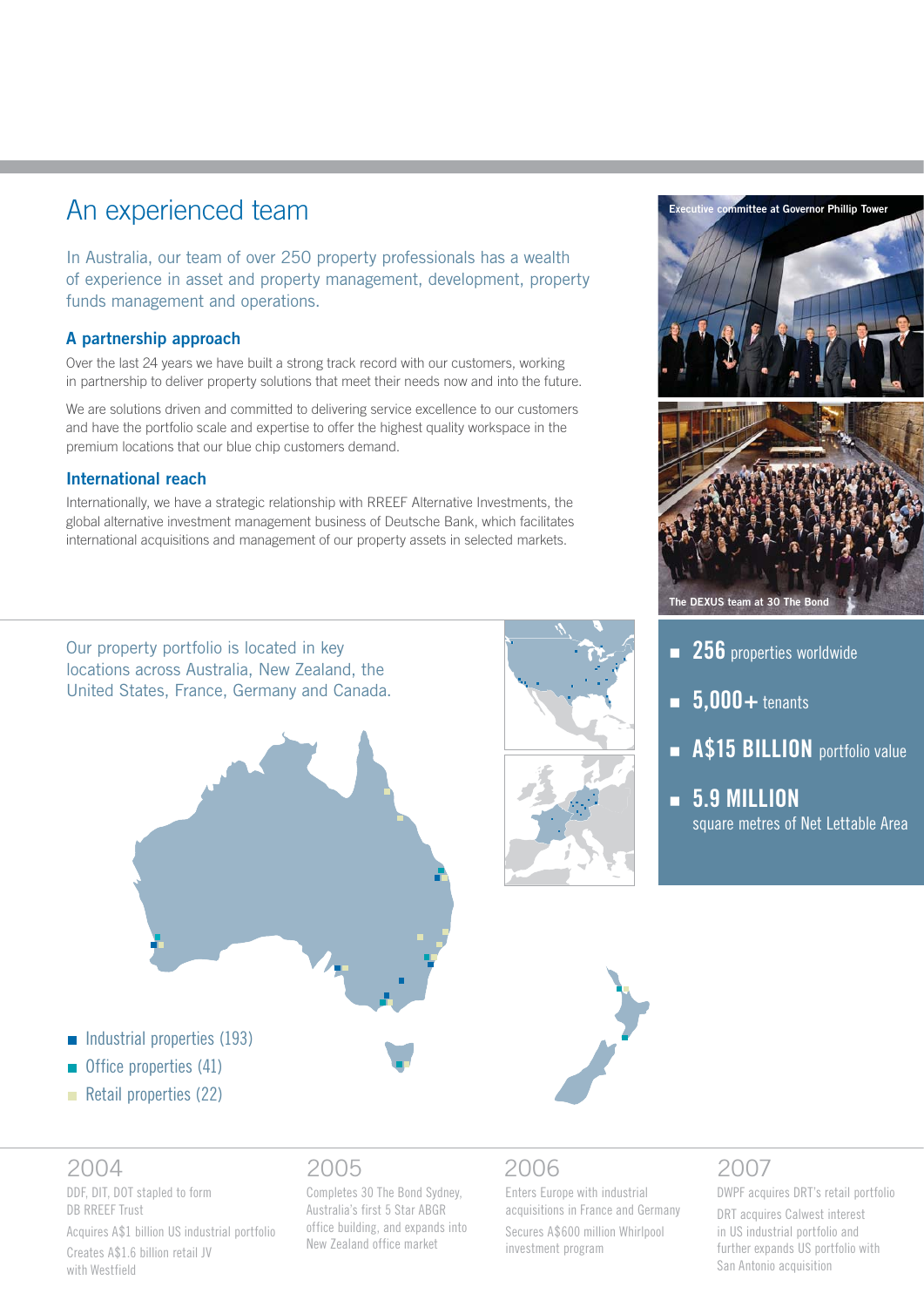# An experienced team

In Australia, our team of over 250 property professionals has a wealth of experience in asset and property management, development, property funds management and operations.

## A partnership approach

Over the last 24 years we have built a strong track record with our customers, working in partnership to deliver property solutions that meet their needs now and into the future.

We are solutions driven and committed to delivering service excellence to our customers and have the portfolio scale and expertise to offer the highest quality workspace in the premium locations that our blue chip customers demand.

## International reach

Internationally, we have a strategic relationship with RREEF Alternative Investments, the global alternative investment management business of Deutsche Bank, which facilitates international acquisitions and management of our property assets in selected markets.

Executive committee at Governor Phillip Tower

The DEXUS team at 30 The Bond

- **256** properties worldwide
- **5,000+** tenants
- **A$15 BILLION** portfolio value
- **5.9 MILLION** square metres of Net Lettable Area

Our property portfolio is located in key locations across Australia, New Zealand, the United States, France, Germany and Canada.

- Industrial properties (193)
- Office properties (41)
- Retail properties (22)

### 2004

DDF, DIT, DOT stapled to form DB RREEF Trust

Acquires A$1 billion US industrial portfolio

Creates A$1.6 billion retail JV with Westfield

### 2005

Completes 30 The Bond Sydney, Australia's first 5 Star ABGR office building, and expands into New Zealand office market

### 2006

Enters Europe with industrial acquisitions in France and Germany

Secures A$600 million Whirlpool investment program

### 2007

DWPF acquires DRT's retail portfolio

DRT acquires Calwest interest in US industrial portfolio and further expands US portfolio with San Antonio acquisition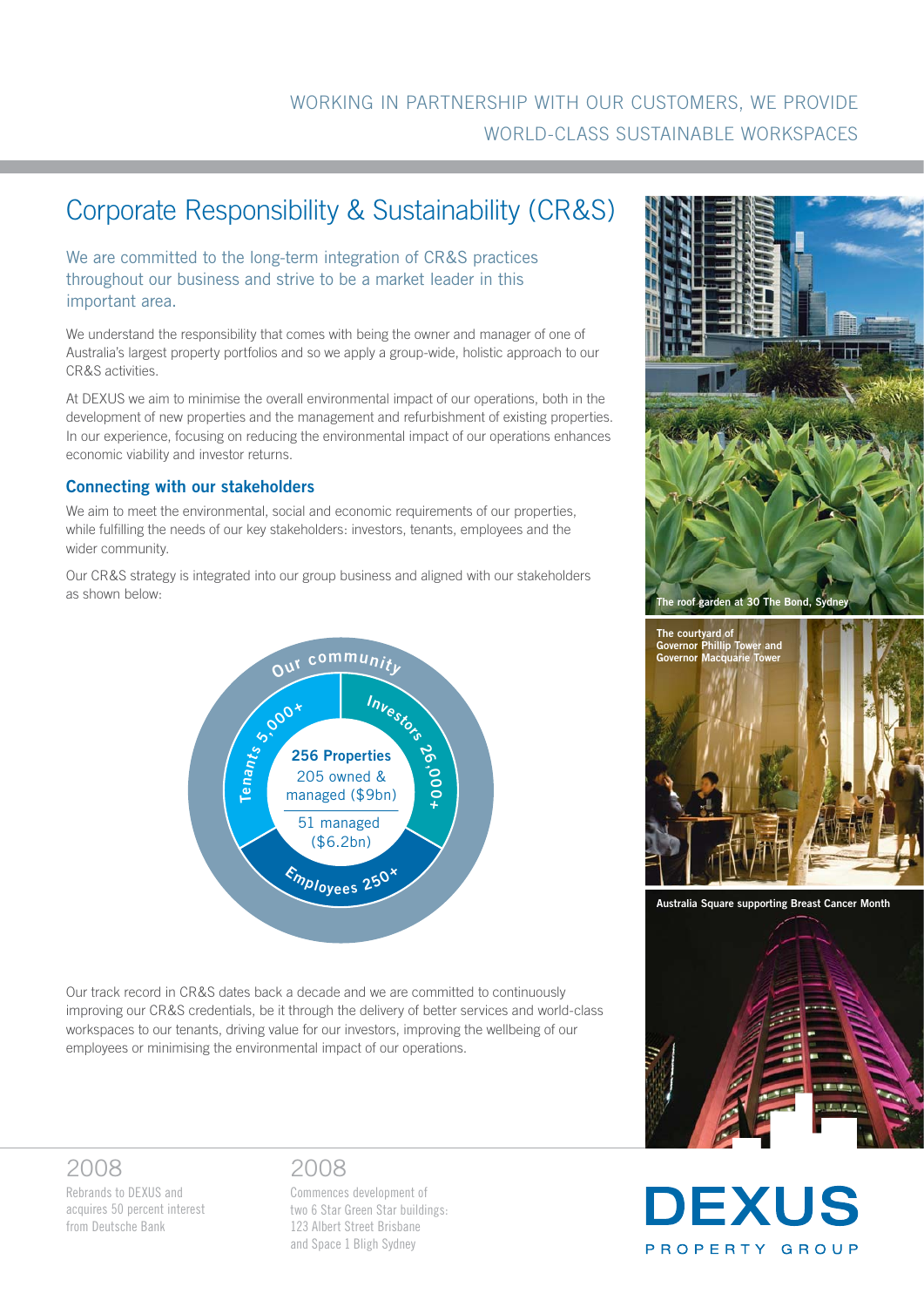WORKING IN PARTNERSHIP WITH OUR CUSTOMERS, WE PROVIDE WORLD-CLASS SUSTAINABLE WORKSPACES

# Corporate Responsibility & Sustainability (CR&S)

We are committed to the long-term integration of CR&S practices throughout our business and strive to be a market leader in this important area.

We understand the responsibility that comes with being the owner and manager of one of Australia's largest property portfolios and so we apply a group-wide, holistic approach to our CR&S activities.

At DEXUS we aim to minimise the overall environmental impact of our operations, both in the development of new properties and the management and refurbishment of existing properties. In our experience, focusing on reducing the environmental impact of our operations enhances economic viability and investor returns.

## Connecting with our stakeholders

We aim to meet the environmental, social and economic requirements of our properties, while fulfilling the needs of our key stakeholders: investors, tenants, employees and the wider community.

Our CR&S strategy is integrated into our group business and aligned with our stakeholders as shown below:

Our community

Tenants 5,000+

Investors 26,000+

Employees 250+

**256 Properties**
205 owned & managed ($9bn)
51 managed ($6.2bn)

Our track record in CR&S dates back a decade and we are committed to continuously improving our CR&S credentials, be it through the delivery of better services and world-class workspaces to our tenants, driving value for our investors, improving the wellbeing of our employees or minimising the environmental impact of our operations.

The roof garden at 30 The Bond, Sydney

The courtyard of Governor Phillip Tower and Governor Macquarie Tower

Australia Square supporting Breast Cancer Month

**2008**
Rebrands to DEXUS and acquires 50 percent interest from Deutsche Bank

**2008**
Commences development of two 6 Star Green Star buildings: 123 Albert Street Brisbane and Space 1 Bligh Sydney

DEXUS PROPERTY GROUP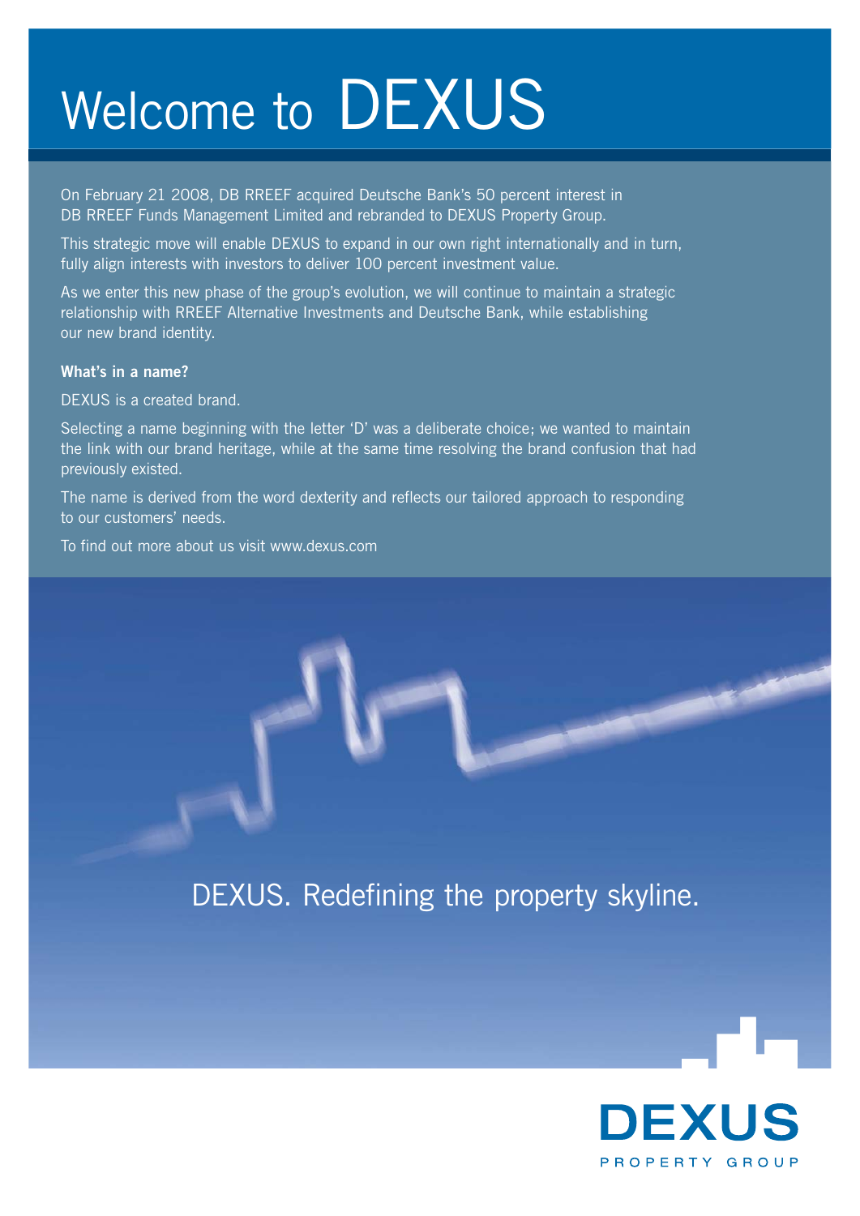# Welcome to DEXUS

On February 21 2008, DB RREEF acquired Deutsche Bank's 50 percent interest in DB RREEF Funds Management Limited and rebranded to DEXUS Property Group.

This strategic move will enable DEXUS to expand in our own right internationally and in turn, fully align interests with investors to deliver 100 percent investment value.

As we enter this new phase of the group's evolution, we will continue to maintain a strategic relationship with RREEF Alternative Investments and Deutsche Bank, while establishing our new brand identity.

**What's in a name?**

DEXUS is a created brand.

Selecting a name beginning with the letter 'D' was a deliberate choice; we wanted to maintain the link with our brand heritage, while at the same time resolving the brand confusion that had previously existed.

The name is derived from the word dexterity and reflects our tailored approach to responding to our customers' needs.

To find out more about us visit www.dexus.com

DEXUS. Redefining the property skyline.

DEXUS PROPERTY GROUP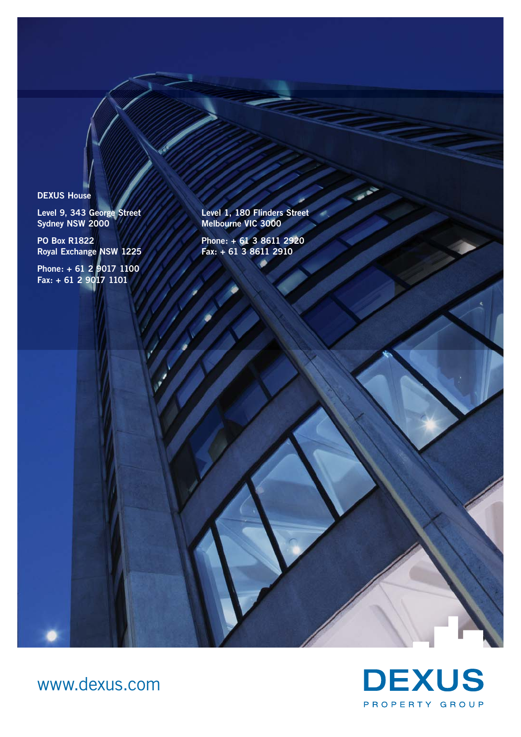**DEXUS House**

Level 9, 343 George Street
Sydney NSW 2000

PO Box R1822
Royal Exchange NSW 1225

Phone: + 61 2 9017 1100
Fax: + 61 2 9017 1101

Level 1, 180 Flinders Street
Melbourne VIC 3000

Phone: + 61 3 8611 2920
Fax: + 61 3 8611 2910

www.dexus.com

DEXUS
PROPERTY GROUP